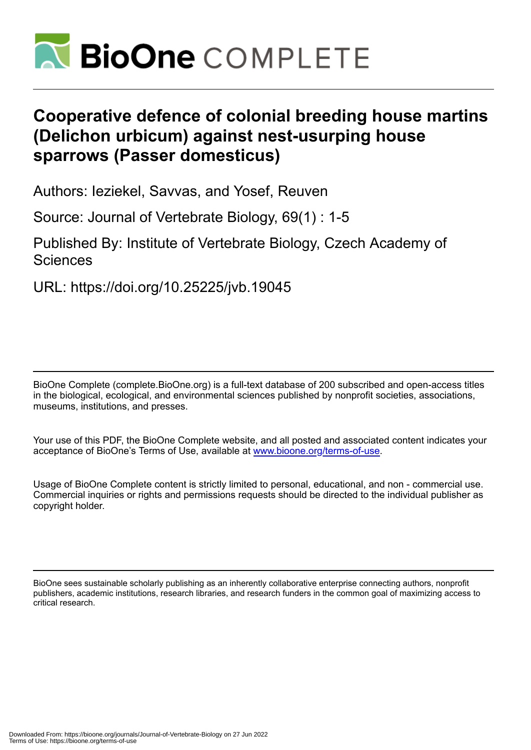# BioOne COMPLETE

# Cooperative defence of colonial breeding house martins (Delichon urbicum) against nest-usurping house sparrows (Passer domesticus)

Authors: Ieziekel, Savvas, and Yosef, Reuven

Source: Journal of Vertebrate Biology, 69(1) : 1-5

Published By: Institute of Vertebrate Biology, Czech Academy of Sciences

URL: https://doi.org/10.25225/jvb.19045

BioOne Complete (complete.BioOne.org) is a full-text database of 200 subscribed and open-access titles in the biological, ecological, and environmental sciences published by nonprofit societies, associations, museums, institutions, and presses.

Your use of this PDF, the BioOne Complete website, and all posted and associated content indicates your acceptance of BioOne's Terms of Use, available at www.bioone.org/terms-of-use.

Usage of BioOne Complete content is strictly limited to personal, educational, and non - commercial use. Commercial inquiries or rights and permissions requests should be directed to the individual publisher as copyright holder.

BioOne sees sustainable scholarly publishing as an inherently collaborative enterprise connecting authors, nonprofit publishers, academic institutions, research libraries, and research funders in the common goal of maximizing access to critical research.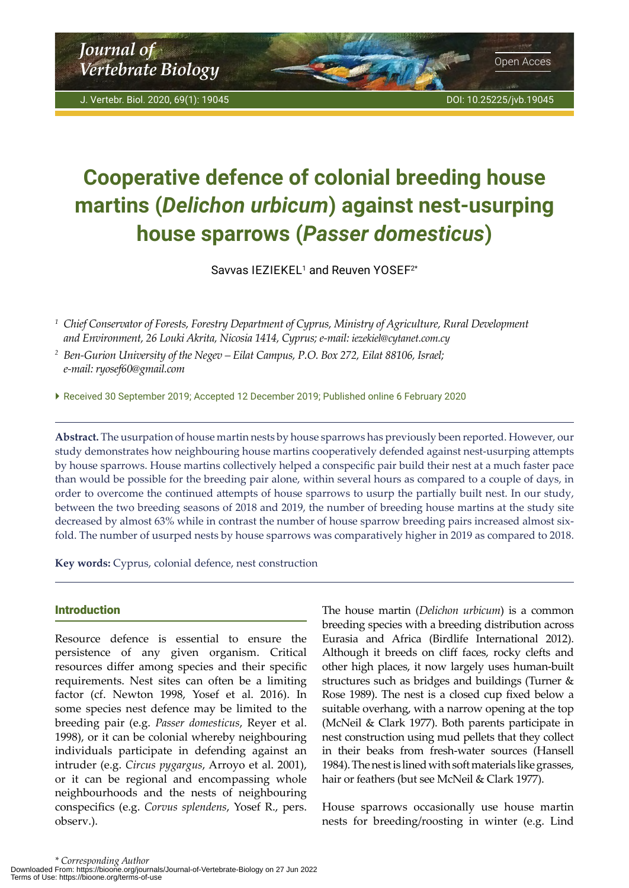# Cooperative defence of colonial breeding house martins (*Delichon urbicum*) against nest-usurping house sparrows (*Passer domesticus*)

Savvas IEZIEKEL[1] and Reuven YOSEF[2*]

[1] *Chief Conservator of Forests, Forestry Department of Cyprus, Ministry of Agriculture, Rural Development and Environment, 26 Louki Akrita, Nicosia 1414, Cyprus; e-mail: iezekiel@cytanet.com.cy*

[2] *Ben-Gurion University of the Negev – Eilat Campus, P.O. Box 272, Eilat 88106, Israel; e-mail: ryosef60@gmail.com*

Received 30 September 2019; Accepted 12 December 2019; Published online 6 February 2020

**Abstract.** The usurpation of house martin nests by house sparrows has previously been reported. However, our study demonstrates how neighbouring house martins cooperatively defended against nest-usurping attempts by house sparrows. House martins collectively helped a conspecific pair build their nest at a much faster pace than would be possible for the breeding pair alone, within several hours as compared to a couple of days, in order to overcome the continued attempts of house sparrows to usurp the partially built nest. In our study, between the two breeding seasons of 2018 and 2019, the number of breeding house martins at the study site decreased by almost 63% while in contrast the number of house sparrow breeding pairs increased almost six-fold. The number of usurped nests by house sparrows was comparatively higher in 2019 as compared to 2018.

**Key words:** Cyprus, colonial defence, nest construction

## Introduction

Resource defence is essential to ensure the persistence of any given organism. Critical resources differ among species and their specific requirements. Nest sites can often be a limiting factor (cf. Newton 1998, Yosef et al. 2016). In some species nest defence may be limited to the breeding pair (e.g. *Passer domesticus*, Reyer et al. 1998), or it can be colonial whereby neighbouring individuals participate in defending against an intruder (e.g. *Circus pygargus*, Arroyo et al. 2001), or it can be regional and encompassing whole neighbourhoods and the nests of neighbouring conspecifics (e.g. *Corvus splendens*, Yosef R., pers. observ.).

The house martin (*Delichon urbicum*) is a common breeding species with a breeding distribution across Eurasia and Africa (Birdlife International 2012). Although it breeds on cliff faces, rocky clefts and other high places, it now largely uses human-built structures such as bridges and buildings (Turner & Rose 1989). The nest is a closed cup fixed below a suitable overhang, with a narrow opening at the top (McNeil & Clark 1977). Both parents participate in nest construction using mud pellets that they collect in their beaks from fresh-water sources (Hansell 1984). The nest is lined with soft materials like grasses, hair or feathers (but see McNeil & Clark 1977).

House sparrows occasionally use house martin nests for breeding/roosting in winter (e.g. Lind

\* *Corresponding Author*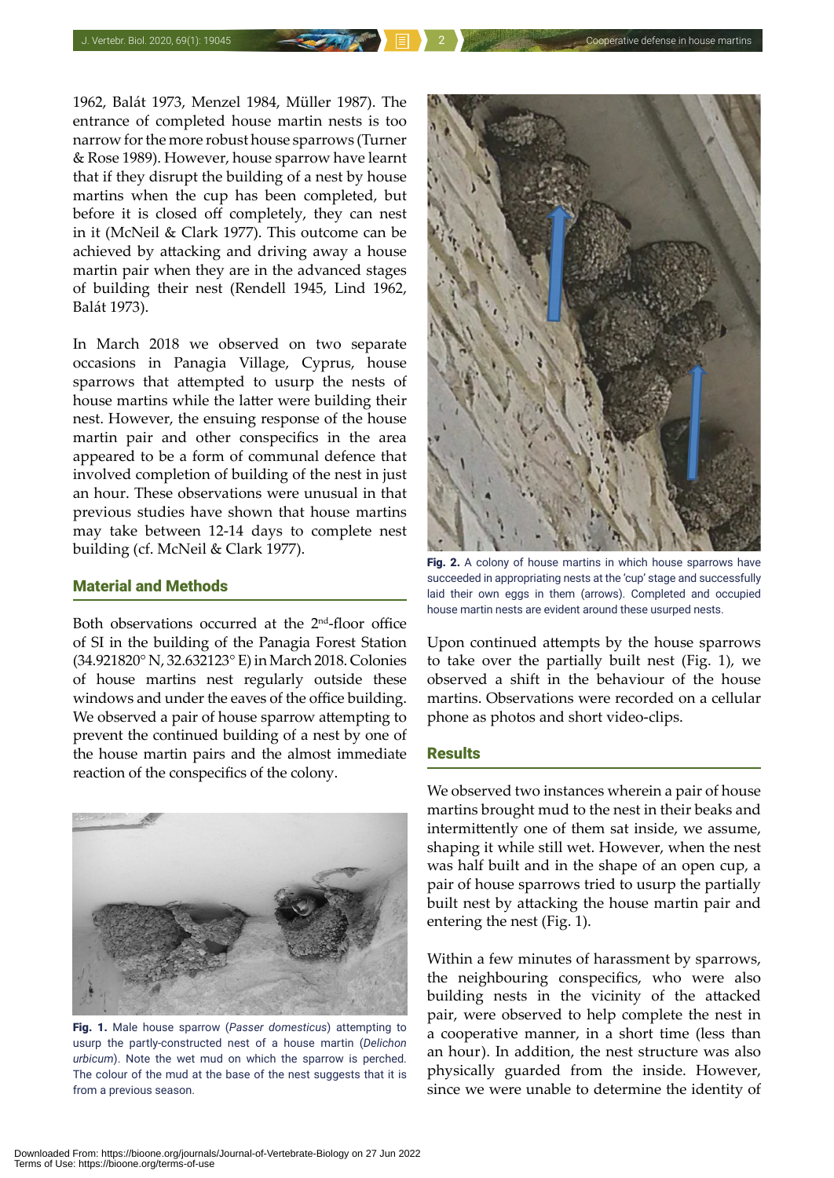1962, Balát 1973, Menzel 1984, Müller 1987). The entrance of completed house martin nests is too narrow for the more robust house sparrows (Turner & Rose 1989). However, house sparrow have learnt that if they disrupt the building of a nest by house martins when the cup has been completed, but before it is closed off completely, they can nest in it (McNeil & Clark 1977). This outcome can be achieved by attacking and driving away a house martin pair when they are in the advanced stages of building their nest (Rendell 1945, Lind 1962, Balát 1973).

In March 2018 we observed on two separate occasions in Panagia Village, Cyprus, house sparrows that attempted to usurp the nests of house martins while the latter were building their nest. However, the ensuing response of the house martin pair and other conspecifics in the area appeared to be a form of communal defence that involved completion of building of the nest in just an hour. These observations were unusual in that previous studies have shown that house martins may take between 12-14 days to complete nest building (cf. McNeil & Clark 1977).

## Material and Methods

Both observations occurred at the 2nd-floor office of SI in the building of the Panagia Forest Station (34.921820° N, 32.632123° E) in March 2018. Colonies of house martins nest regularly outside these windows and under the eaves of the office building. We observed a pair of house sparrow attempting to prevent the continued building of a nest by one of the house martin pairs and the almost immediate reaction of the conspecifics of the colony.

**Fig. 1.** Male house sparrow (*Passer domesticus*) attempting to usurp the partly-constructed nest of a house martin (*Delichon urbicum*). Note the wet mud on which the sparrow is perched. The colour of the mud at the base of the nest suggests that it is from a previous season.

**Fig. 2.** A colony of house martins in which house sparrows have succeeded in appropriating nests at the 'cup' stage and successfully laid their own eggs in them (arrows). Completed and occupied house martin nests are evident around these usurped nests.

Upon continued attempts by the house sparrows to take over the partially built nest (Fig. 1), we observed a shift in the behaviour of the house martins. Observations were recorded on a cellular phone as photos and short video-clips.

## Results

We observed two instances wherein a pair of house martins brought mud to the nest in their beaks and intermittently one of them sat inside, we assume, shaping it while still wet. However, when the nest was half built and in the shape of an open cup, a pair of house sparrows tried to usurp the partially built nest by attacking the house martin pair and entering the nest (Fig. 1).

Within a few minutes of harassment by sparrows, the neighbouring conspecifics, who were also building nests in the vicinity of the attacked pair, were observed to help complete the nest in a cooperative manner, in a short time (less than an hour). In addition, the nest structure was also physically guarded from the inside. However, since we were unable to determine the identity of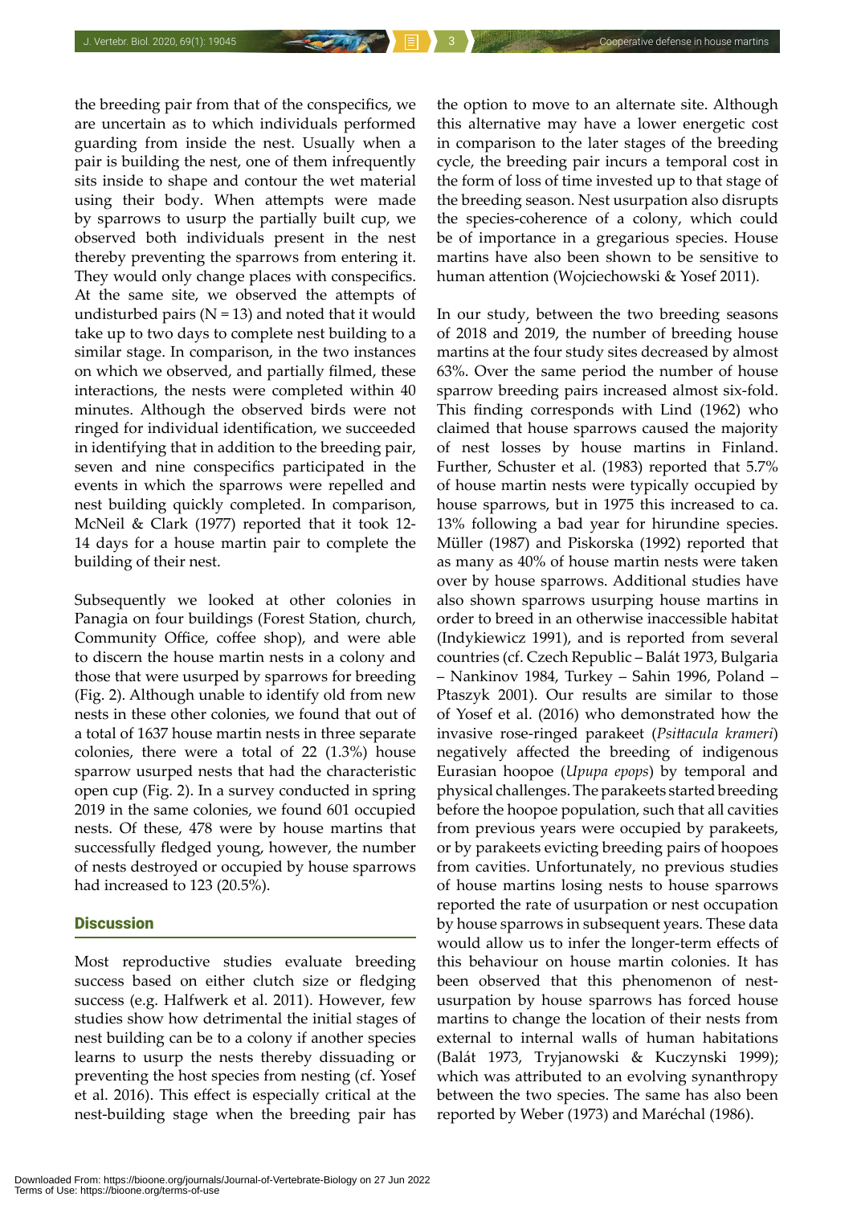the breeding pair from that of the conspecifics, we are uncertain as to which individuals performed guarding from inside the nest. Usually when a pair is building the nest, one of them infrequently sits inside to shape and contour the wet material using their body. When attempts were made by sparrows to usurp the partially built cup, we observed both individuals present in the nest thereby preventing the sparrows from entering it. They would only change places with conspecifics. At the same site, we observed the attempts of undisturbed pairs (N = 13) and noted that it would take up to two days to complete nest building to a similar stage. In comparison, in the two instances on which we observed, and partially filmed, these interactions, the nests were completed within 40 minutes. Although the observed birds were not ringed for individual identification, we succeeded in identifying that in addition to the breeding pair, seven and nine conspecifics participated in the events in which the sparrows were repelled and nest building quickly completed. In comparison, McNeil & Clark (1977) reported that it took 12-14 days for a house martin pair to complete the building of their nest.

Subsequently we looked at other colonies in Panagia on four buildings (Forest Station, church, Community Office, coffee shop), and were able to discern the house martin nests in a colony and those that were usurped by sparrows for breeding (Fig. 2). Although unable to identify old from new nests in these other colonies, we found that out of a total of 1637 house martin nests in three separate colonies, there were a total of 22 (1.3%) house sparrow usurped nests that had the characteristic open cup (Fig. 2). In a survey conducted in spring 2019 in the same colonies, we found 601 occupied nests. Of these, 478 were by house martins that successfully fledged young, however, the number of nests destroyed or occupied by house sparrows had increased to 123 (20.5%).

## Discussion

Most reproductive studies evaluate breeding success based on either clutch size or fledging success (e.g. Halfwerk et al. 2011). However, few studies show how detrimental the initial stages of nest building can be to a colony if another species learns to usurp the nests thereby dissuading or preventing the host species from nesting (cf. Yosef et al. 2016). This effect is especially critical at the nest-building stage when the breeding pair has the option to move to an alternate site. Although this alternative may have a lower energetic cost in comparison to the later stages of the breeding cycle, the breeding pair incurs a temporal cost in the form of loss of time invested up to that stage of the breeding season. Nest usurpation also disrupts the species-coherence of a colony, which could be of importance in a gregarious species. House martins have also been shown to be sensitive to human attention (Wojciechowski & Yosef 2011).

In our study, between the two breeding seasons of 2018 and 2019, the number of breeding house martins at the four study sites decreased by almost 63%. Over the same period the number of house sparrow breeding pairs increased almost six-fold. This finding corresponds with Lind (1962) who claimed that house sparrows caused the majority of nest losses by house martins in Finland. Further, Schuster et al. (1983) reported that 5.7% of house martin nests were typically occupied by house sparrows, but in 1975 this increased to ca. 13% following a bad year for hirundine species. Müller (1987) and Piskorska (1992) reported that as many as 40% of house martin nests were taken over by house sparrows. Additional studies have also shown sparrows usurping house martins in order to breed in an otherwise inaccessible habitat (Indykiewicz 1991), and is reported from several countries (cf. Czech Republic – Balát 1973, Bulgaria – Nankinov 1984, Turkey – Sahin 1996, Poland – Ptaszyk 2001). Our results are similar to those of Yosef et al. (2016) who demonstrated how the invasive rose-ringed parakeet (*Psittacula krameri*) negatively affected the breeding of indigenous Eurasian hoopoe (*Upupa epops*) by temporal and physical challenges. The parakeets started breeding before the hoopoe population, such that all cavities from previous years were occupied by parakeets, or by parakeets evicting breeding pairs of hoopoes from cavities. Unfortunately, no previous studies of house martins losing nests to house sparrows reported the rate of usurpation or nest occupation by house sparrows in subsequent years. These data would allow us to infer the longer-term effects of this behaviour on house martin colonies. It has been observed that this phenomenon of nest-usurpation by house sparrows has forced house martins to change the location of their nests from external to internal walls of human habitations (Balát 1973, Tryjanowski & Kuczynski 1999); which was attributed to an evolving synanthropy between the two species. The same has also been reported by Weber (1973) and Maréchal (1986).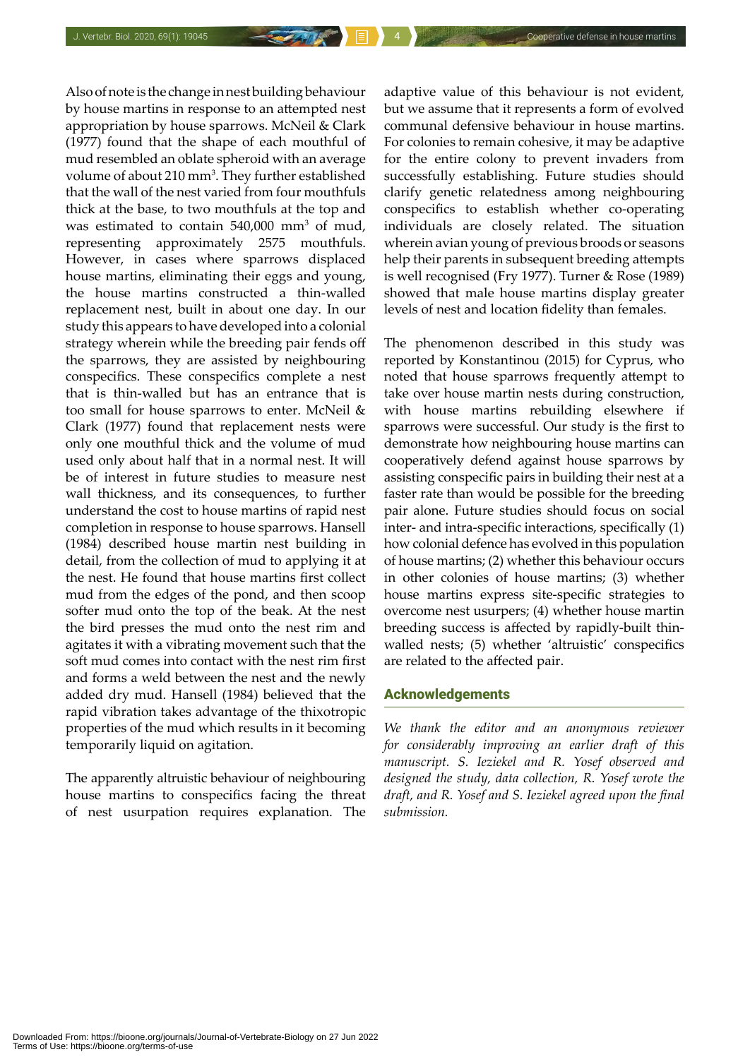Also of note is the change in nest building behaviour by house martins in response to an attempted nest appropriation by house sparrows. McNeil & Clark (1977) found that the shape of each mouthful of mud resembled an oblate spheroid with an average volume of about 210 mm$^3$. They further established that the wall of the nest varied from four mouthfuls thick at the base, to two mouthfuls at the top and was estimated to contain 540,000 mm$^3$ of mud, representing approximately 2575 mouthfuls. However, in cases where sparrows displaced house martins, eliminating their eggs and young, the house martins constructed a thin-walled replacement nest, built in about one day. In our study this appears to have developed into a colonial strategy wherein while the breeding pair fends off the sparrows, they are assisted by neighbouring conspecifics. These conspecifics complete a nest that is thin-walled but has an entrance that is too small for house sparrows to enter. McNeil & Clark (1977) found that replacement nests were only one mouthful thick and the volume of mud used only about half that in a normal nest. It will be of interest in future studies to measure nest wall thickness, and its consequences, to further understand the cost to house martins of rapid nest completion in response to house sparrows. Hansell (1984) described house martin nest building in detail, from the collection of mud to applying it at the nest. He found that house martins first collect mud from the edges of the pond, and then scoop softer mud onto the top of the beak. At the nest the bird presses the mud onto the nest rim and agitates it with a vibrating movement such that the soft mud comes into contact with the nest rim first and forms a weld between the nest and the newly added dry mud. Hansell (1984) believed that the rapid vibration takes advantage of the thixotropic properties of the mud which results in it becoming temporarily liquid on agitation.

The apparently altruistic behaviour of neighbouring house martins to conspecifics facing the threat of nest usurpation requires explanation. The adaptive value of this behaviour is not evident, but we assume that it represents a form of evolved communal defensive behaviour in house martins. For colonies to remain cohesive, it may be adaptive for the entire colony to prevent invaders from successfully establishing. Future studies should clarify genetic relatedness among neighbouring conspecifics to establish whether co-operating individuals are closely related. The situation wherein avian young of previous broods or seasons help their parents in subsequent breeding attempts is well recognised (Fry 1977). Turner & Rose (1989) showed that male house martins display greater levels of nest and location fidelity than females.

The phenomenon described in this study was reported by Konstantinou (2015) for Cyprus, who noted that house sparrows frequently attempt to take over house martin nests during construction, with house martins rebuilding elsewhere if sparrows were successful. Our study is the first to demonstrate how neighbouring house martins can cooperatively defend against house sparrows by assisting conspecific pairs in building their nest at a faster rate than would be possible for the breeding pair alone. Future studies should focus on social inter- and intra-specific interactions, specifically (1) how colonial defence has evolved in this population of house martins; (2) whether this behaviour occurs in other colonies of house martins; (3) whether house martins express site-specific strategies to overcome nest usurpers; (4) whether house martin breeding success is affected by rapidly-built thin-walled nests; (5) whether 'altruistic' conspecifics are related to the affected pair.

## Acknowledgements

*We thank the editor and an anonymous reviewer for considerably improving an earlier draft of this manuscript. S. Ieziekel and R. Yosef observed and designed the study, data collection, R. Yosef wrote the draft, and R. Yosef and S. Ieziekel agreed upon the final submission.*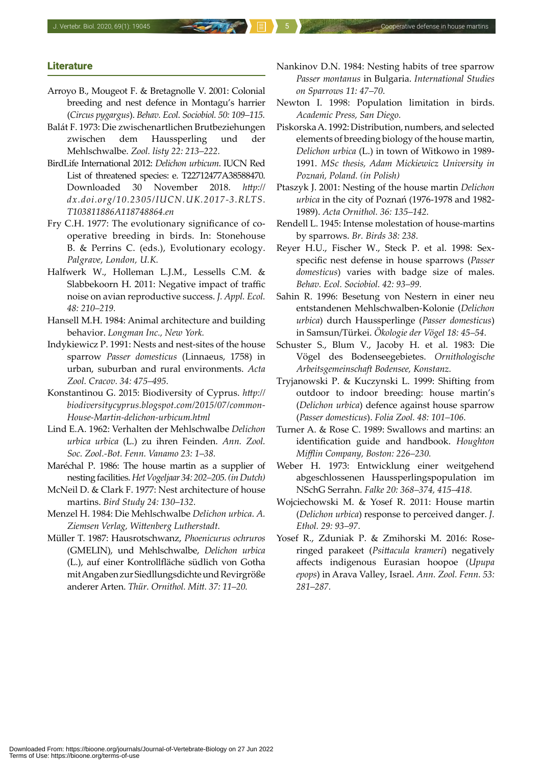## Literature

Arroyo B., Mougeot F. & Bretagnolle V. 2001: Colonial breeding and nest defence in Montagu's harrier (*Circus pygargus*). *Behav. Ecol. Sociobiol. 50: 109–115.*

Balát F. 1973: Die zwischenartlichen Brutbeziehungen zwischen dem Haussperling und der Mehlschwalbe. *Zool. listy 22: 213–222.*

BirdLife International 2012: *Delichon urbicum*. IUCN Red List of threatened species: e. T22712477A38588470. Downloaded 30 November 2018. *http://dx.doi.org/10.2305/IUCN.UK.2017-3.RLTS.T103811886A118748864.en*

Fry C.H. 1977: The evolutionary significance of co-operative breeding in birds. In: Stonehouse B. & Perrins C. (eds.), Evolutionary ecology. *Palgrave, London, U.K.*

Halfwerk W., Holleman L.J.M., Lessells C.M. & Slabbekoorn H. 2011: Negative impact of traffic noise on avian reproductive success. *J. Appl. Ecol. 48: 210–219.*

Hansell M.H. 1984: Animal architecture and building behavior. *Longman Inc., New York.*

Indykiewicz P. 1991: Nests and nest-sites of the house sparrow *Passer domesticus* (Linnaeus, 1758) in urban, suburban and rural environments. *Acta Zool. Cracov. 34: 475–495.*

Konstantinou G. 2015: Biodiversity of Cyprus. *http://biodiversitycyprus.blogspot.com/2015/07/common-House-Martin-delichon-urbicum.html*

Lind E.A. 1962: Verhalten der Mehlschwalbe *Delichon urbica urbica* (L.) zu ihren Feinden. *Ann. Zool. Soc. Zool.-Bot. Fenn. Vanamo 23: 1–38.*

Maréchal P. 1986: The house martin as a supplier of nesting facilities. *Het Vogeljaar 34: 202–205. (in Dutch)*

McNeil D. & Clark F. 1977: Nest architecture of house martins. *Bird Study 24: 130–132.*

Menzel H. 1984: Die Mehlschwalbe *Delichon urbica*. *A. Ziemsen Verlag, Wittenberg Lutherstadt.*

Müller T. 1987: Hausrotschwanz, *Phoenicurus ochruros* (GMELIN), und Mehlschwalbe, *Delichon urbica* (L.), auf einer Kontrollfläche südlich von Gotha mit Angaben zur Siedllungsdichte und Revirgröße anderer Arten. *Thür. Ornithol. Mitt. 37: 11–20.*

Nankinov D.N. 1984: Nesting habits of tree sparrow *Passer montanus* in Bulgaria. *International Studies on Sparrows 11: 47–70.*

Newton I. 1998: Population limitation in birds. *Academic Press, San Diego.*

Piskorska A. 1992: Distribution, numbers, and selected elements of breeding biology of the house martin, *Delichon urbica* (L.) in town of Witkowo in 1989-1991. *MSc thesis, Adam Mickiewicz University in Poznań, Poland. (in Polish)*

Ptaszyk J. 2001: Nesting of the house martin *Delichon urbica* in the city of Poznań (1976-1978 and 1982-1989). *Acta Ornithol. 36: 135–142.*

Rendell L. 1945: Intense molestation of house-martins by sparrows. *Br. Birds 38: 238.*

Reyer H.U., Fischer W., Steck P. et al. 1998: Sex-specific nest defense in house sparrows (*Passer domesticus*) varies with badge size of males. *Behav. Ecol. Sociobiol. 42: 93–99.*

Sahin R. 1996: Besetung von Nestern in einer neu entstandenen Mehlschwalben-Kolonie (*Delichon urbica*) durch Haussperlinge (*Passer domesticus*) in Samsun/Türkei. *Ökologie der Vögel 18: 45–54.*

Schuster S., Blum V., Jacoby H. et al. 1983: Die Vögel des Bodenseegebietes. *Ornithologische Arbeitsgemeinschaft Bodensee, Konstanz.*

Tryjanowski P. & Kuczynski L. 1999: Shifting from outdoor to indoor breeding: house martin's (*Delichon urbica*) defence against house sparrow (*Passer domesticus*). *Folia Zool. 48: 101–106.*

Turner A. & Rose C. 1989: Swallows and martins: an identification guide and handbook. *Houghton Mifflin Company, Boston: 226–230.*

Weber H. 1973: Entwicklung einer weitgehend abgeschlossenen Haussperlingspopulation im NSchG Serrahn. *Falke 20: 368–374, 415–418.*

Wojciechowski M. & Yosef R. 2011: House martin (*Delichon urbica*) response to perceived danger. *J. Ethol. 29: 93–97.*

Yosef R., Zduniak P. & Zmihorski M. 2016: Rose-ringed parakeet (*Psittacula krameri*) negatively affects indigenous Eurasian hoopoe (*Upupa epops*) in Arava Valley, Israel. *Ann. Zool. Fenn. 53: 281–287.*